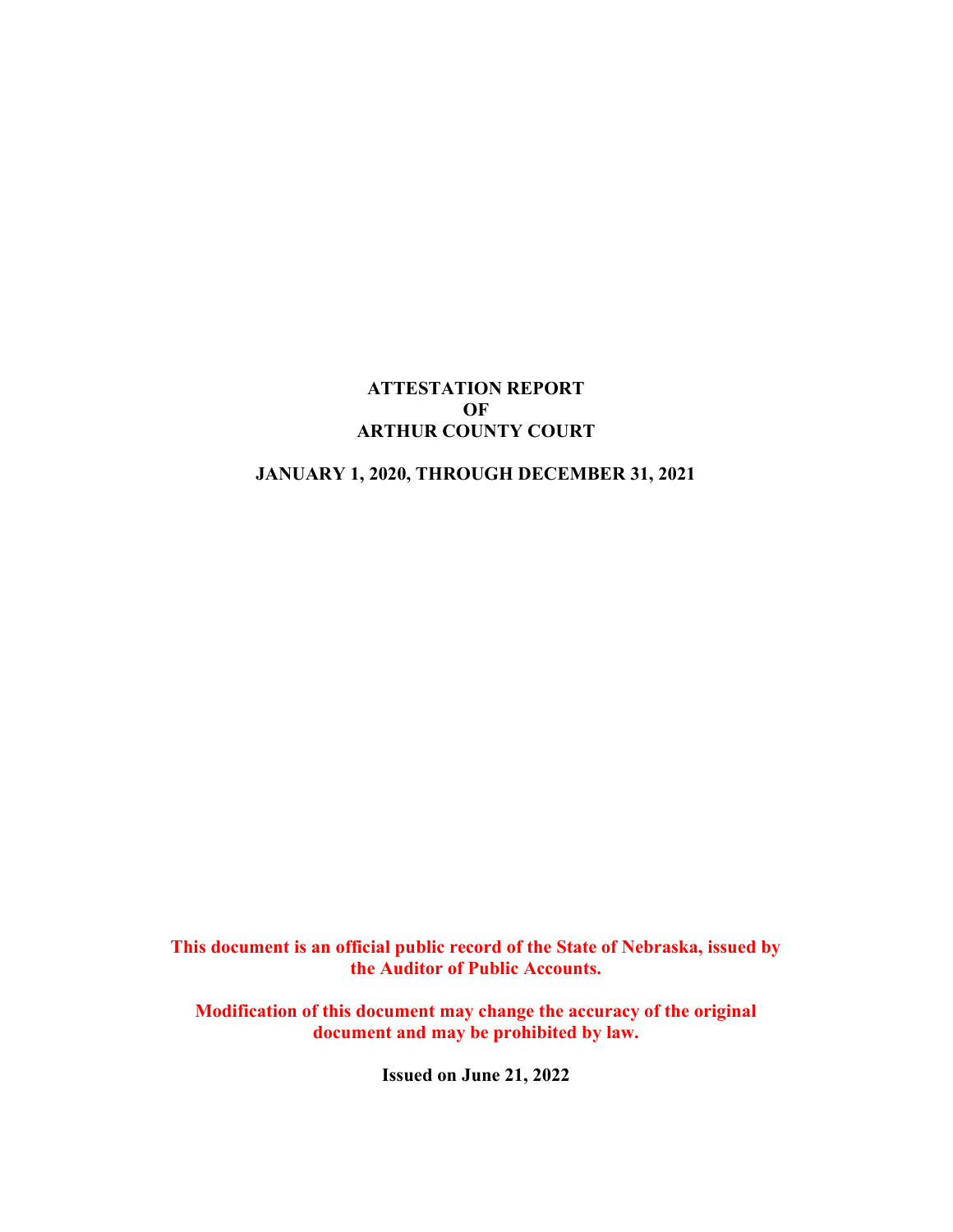# ATTESTATION REPORT
# OF
# ARTHUR COUNTY COURT

**JANUARY 1, 2020, THROUGH DECEMBER 31, 2021**

**This document is an official public record of the State of Nebraska, issued by the Auditor of Public Accounts.**

**Modification of this document may change the accuracy of the original document and may be prohibited by law.**

**Issued on June 21, 2022**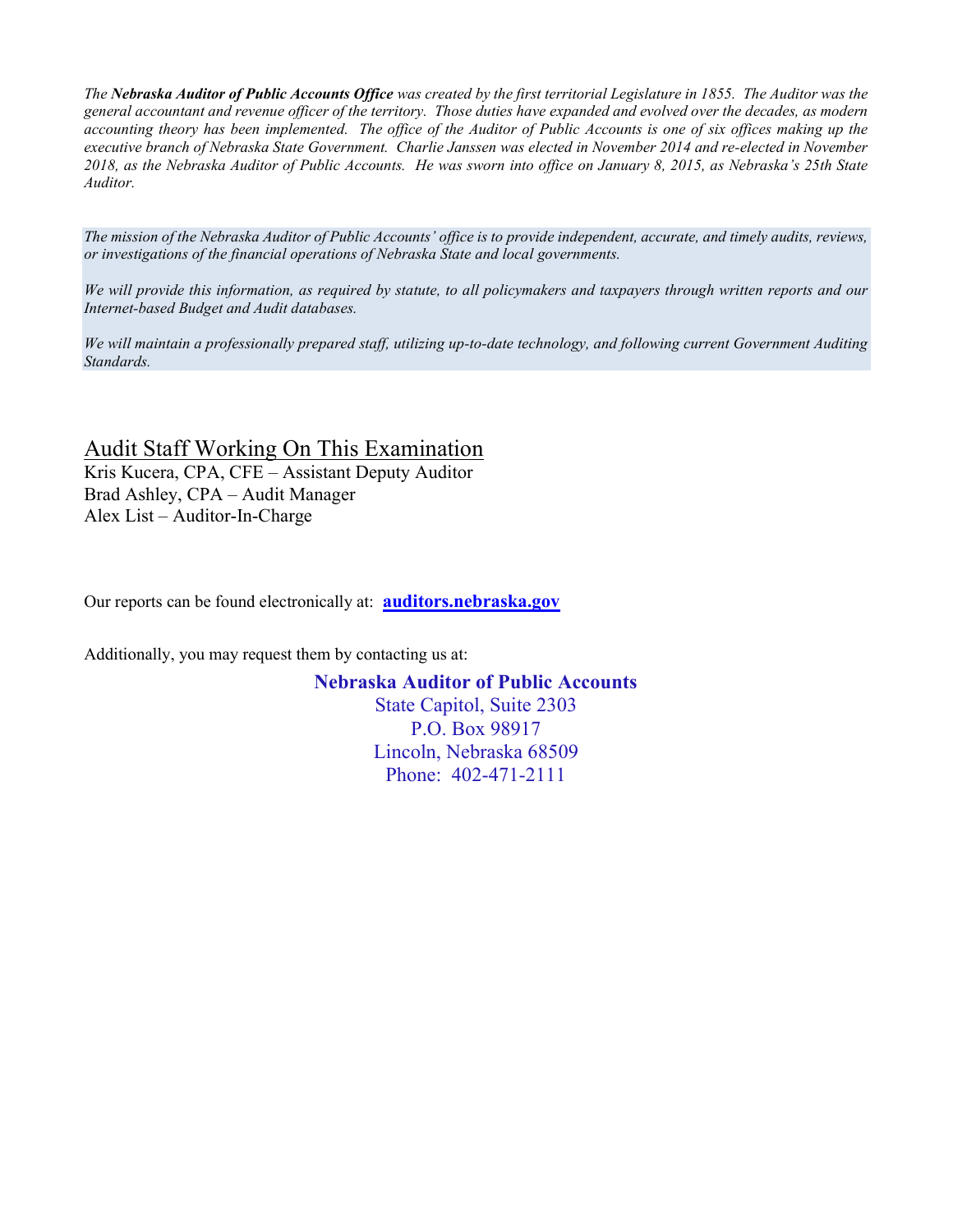*The **Nebraska Auditor of Public Accounts Office** was created by the first territorial Legislature in 1855. The Auditor was the general accountant and revenue officer of the territory. Those duties have expanded and evolved over the decades, as modern accounting theory has been implemented. The office of the Auditor of Public Accounts is one of six offices making up the executive branch of Nebraska State Government. Charlie Janssen was elected in November 2014 and re-elected in November 2018, as the Nebraska Auditor of Public Accounts. He was sworn into office on January 8, 2015, as Nebraska's 25th State Auditor.*

*The mission of the Nebraska Auditor of Public Accounts' office is to provide independent, accurate, and timely audits, reviews, or investigations of the financial operations of Nebraska State and local governments.*

*We will provide this information, as required by statute, to all policymakers and taxpayers through written reports and our Internet-based Budget and Audit databases.*

*We will maintain a professionally prepared staff, utilizing up-to-date technology, and following current Government Auditing Standards.*

## Audit Staff Working On This Examination

Kris Kucera, CPA, CFE – Assistant Deputy Auditor
Brad Ashley, CPA – Audit Manager
Alex List – Auditor-In-Charge

Our reports can be found electronically at: **auditors.nebraska.gov**

Additionally, you may request them by contacting us at:

**Nebraska Auditor of Public Accounts**
State Capitol, Suite 2303
P.O. Box 98917
Lincoln, Nebraska 68509
Phone: 402-471-2111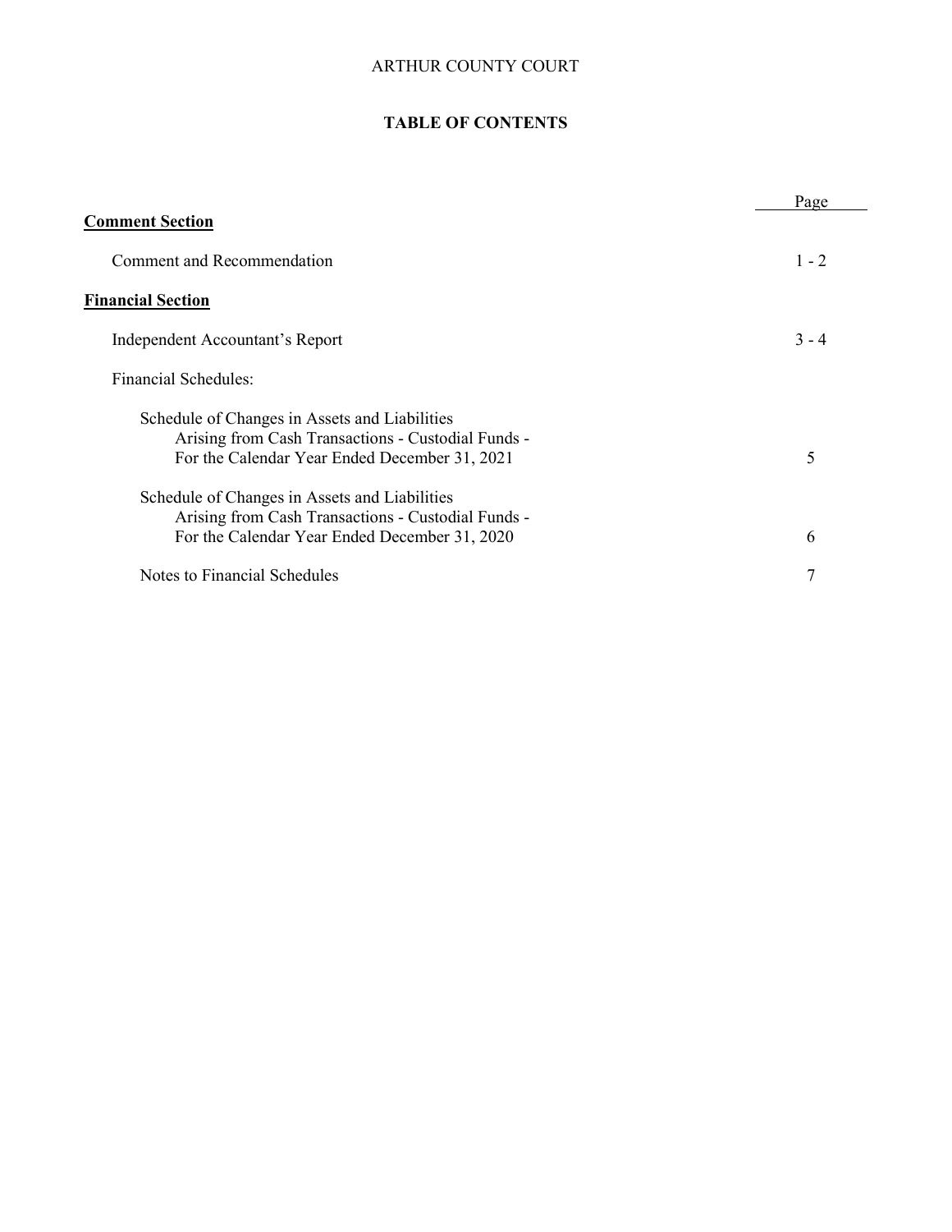ARTHUR COUNTY COURT

# TABLE OF CONTENTS

| | Page |
|---|---|
| **Comment Section** | |
| Comment and Recommendation | 1 - 2 |
| **Financial Section** | |
| Independent Accountant's Report | 3 - 4 |
| Financial Schedules: | |
| Schedule of Changes in Assets and Liabilities Arising from Cash Transactions - Custodial Funds - For the Calendar Year Ended December 31, 2021 | 5 |
| Schedule of Changes in Assets and Liabilities Arising from Cash Transactions - Custodial Funds - For the Calendar Year Ended December 31, 2020 | 6 |
| Notes to Financial Schedules | 7 |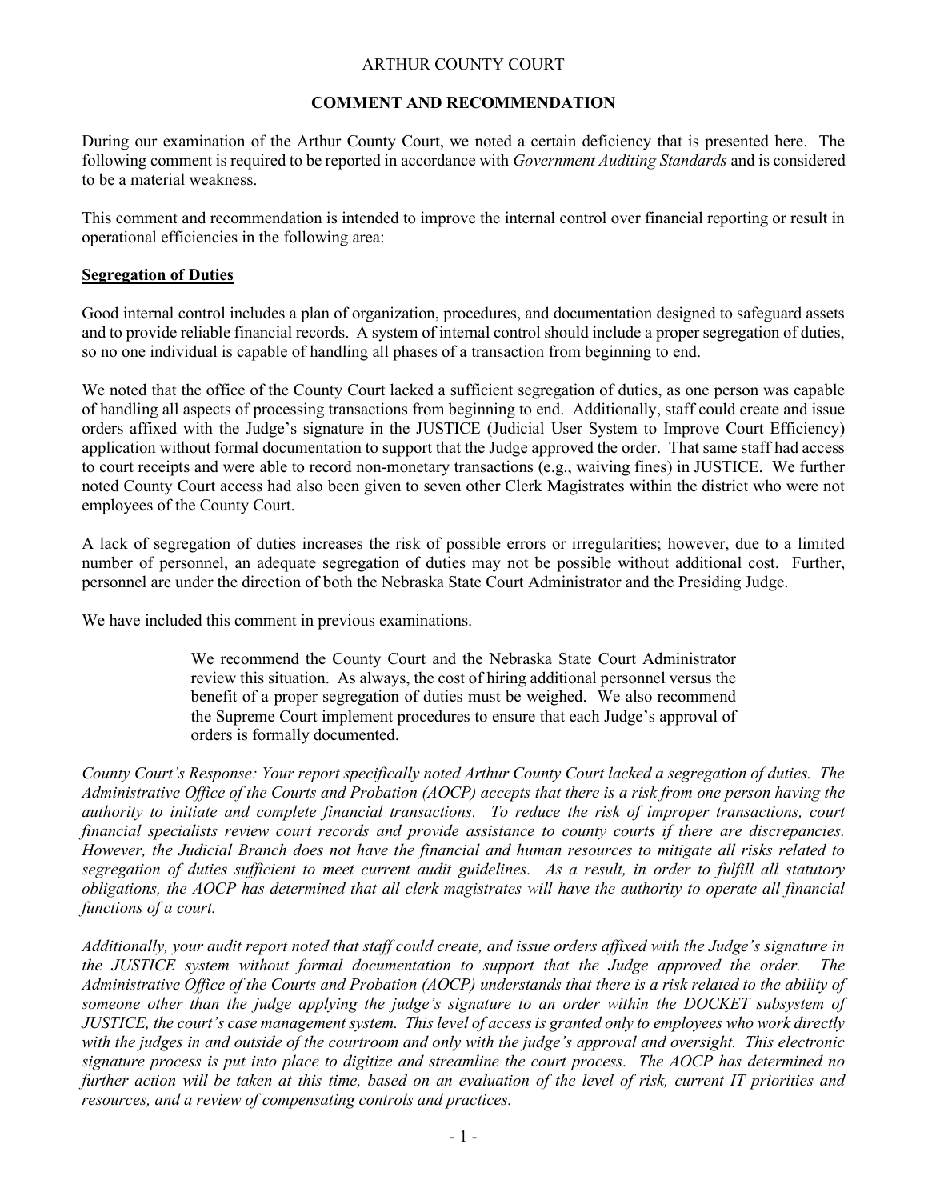# ARTHUR COUNTY COURT

## COMMENT AND RECOMMENDATION

During our examination of the Arthur County Court, we noted a certain deficiency that is presented here. The following comment is required to be reported in accordance with *Government Auditing Standards* and is considered to be a material weakness.

This comment and recommendation is intended to improve the internal control over financial reporting or result in operational efficiencies in the following area:

### Segregation of Duties

Good internal control includes a plan of organization, procedures, and documentation designed to safeguard assets and to provide reliable financial records. A system of internal control should include a proper segregation of duties, so no one individual is capable of handling all phases of a transaction from beginning to end.

We noted that the office of the County Court lacked a sufficient segregation of duties, as one person was capable of handling all aspects of processing transactions from beginning to end. Additionally, staff could create and issue orders affixed with the Judge's signature in the JUSTICE (Judicial User System to Improve Court Efficiency) application without formal documentation to support that the Judge approved the order. That same staff had access to court receipts and were able to record non-monetary transactions (e.g., waiving fines) in JUSTICE. We further noted County Court access had also been given to seven other Clerk Magistrates within the district who were not employees of the County Court.

A lack of segregation of duties increases the risk of possible errors or irregularities; however, due to a limited number of personnel, an adequate segregation of duties may not be possible without additional cost. Further, personnel are under the direction of both the Nebraska State Court Administrator and the Presiding Judge.

We have included this comment in previous examinations.

> We recommend the County Court and the Nebraska State Court Administrator review this situation. As always, the cost of hiring additional personnel versus the benefit of a proper segregation of duties must be weighed. We also recommend the Supreme Court implement procedures to ensure that each Judge's approval of orders is formally documented.

*County Court's Response: Your report specifically noted Arthur County Court lacked a segregation of duties. The Administrative Office of the Courts and Probation (AOCP) accepts that there is a risk from one person having the authority to initiate and complete financial transactions. To reduce the risk of improper transactions, court financial specialists review court records and provide assistance to county courts if there are discrepancies. However, the Judicial Branch does not have the financial and human resources to mitigate all risks related to segregation of duties sufficient to meet current audit guidelines. As a result, in order to fulfill all statutory obligations, the AOCP has determined that all clerk magistrates will have the authority to operate all financial functions of a court.*

*Additionally, your audit report noted that staff could create, and issue orders affixed with the Judge's signature in the JUSTICE system without formal documentation to support that the Judge approved the order. The Administrative Office of the Courts and Probation (AOCP) understands that there is a risk related to the ability of someone other than the judge applying the judge's signature to an order within the DOCKET subsystem of JUSTICE, the court's case management system. This level of access is granted only to employees who work directly with the judges in and outside of the courtroom and only with the judge's approval and oversight. This electronic signature process is put into place to digitize and streamline the court process. The AOCP has determined no further action will be taken at this time, based on an evaluation of the level of risk, current IT priorities and resources, and a review of compensating controls and practices.*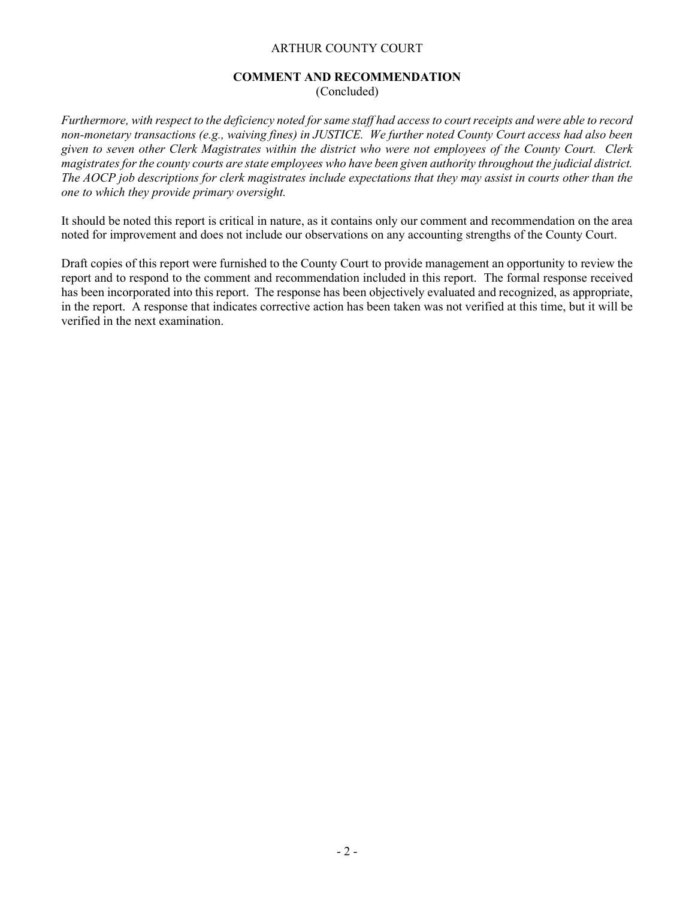## COMMENT AND RECOMMENDATION

(Concluded)

*Furthermore, with respect to the deficiency noted for same staff had access to court receipts and were able to record non-monetary transactions (e.g., waiving fines) in JUSTICE. We further noted County Court access had also been given to seven other Clerk Magistrates within the district who were not employees of the County Court. Clerk magistrates for the county courts are state employees who have been given authority throughout the judicial district. The AOCP job descriptions for clerk magistrates include expectations that they may assist in courts other than the one to which they provide primary oversight.*

It should be noted this report is critical in nature, as it contains only our comment and recommendation on the area noted for improvement and does not include our observations on any accounting strengths of the County Court.

Draft copies of this report were furnished to the County Court to provide management an opportunity to review the report and to respond to the comment and recommendation included in this report. The formal response received has been incorporated into this report. The response has been objectively evaluated and recognized, as appropriate, in the report. A response that indicates corrective action has been taken was not verified at this time, but it will be verified in the next examination.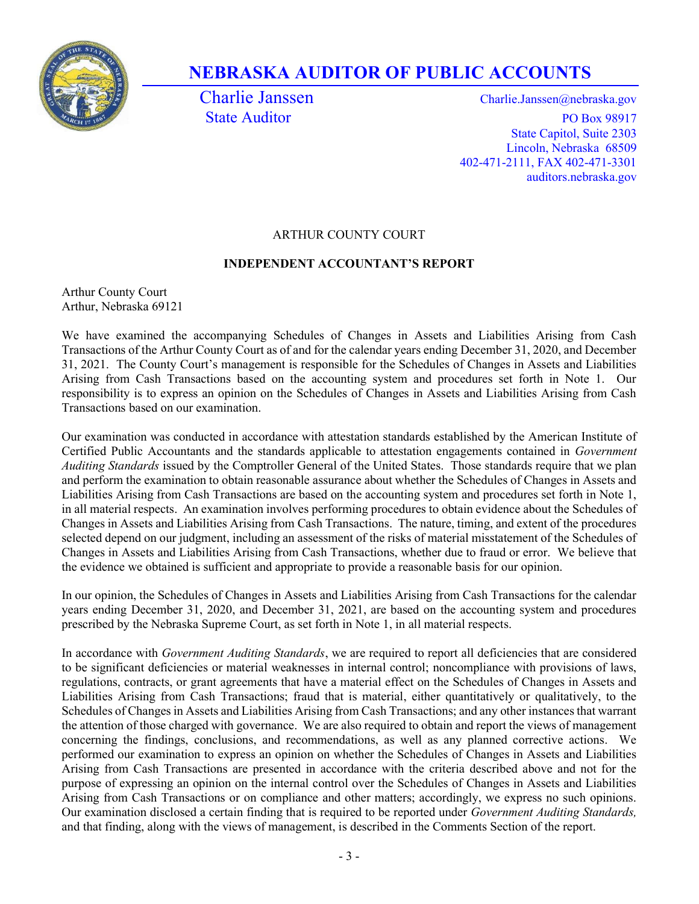# NEBRASKA AUDITOR OF PUBLIC ACCOUNTS

Charlie Janssen
State Auditor

Charlie.Janssen@nebraska.gov
PO Box 98917
State Capitol, Suite 2303
Lincoln, Nebraska 68509
402-471-2111, FAX 402-471-3301
auditors.nebraska.gov

ARTHUR COUNTY COURT

**INDEPENDENT ACCOUNTANT'S REPORT**

Arthur County Court
Arthur, Nebraska 69121

We have examined the accompanying Schedules of Changes in Assets and Liabilities Arising from Cash Transactions of the Arthur County Court as of and for the calendar years ending December 31, 2020, and December 31, 2021. The County Court's management is responsible for the Schedules of Changes in Assets and Liabilities Arising from Cash Transactions based on the accounting system and procedures set forth in Note 1. Our responsibility is to express an opinion on the Schedules of Changes in Assets and Liabilities Arising from Cash Transactions based on our examination.

Our examination was conducted in accordance with attestation standards established by the American Institute of Certified Public Accountants and the standards applicable to attestation engagements contained in *Government Auditing Standards* issued by the Comptroller General of the United States. Those standards require that we plan and perform the examination to obtain reasonable assurance about whether the Schedules of Changes in Assets and Liabilities Arising from Cash Transactions are based on the accounting system and procedures set forth in Note 1, in all material respects. An examination involves performing procedures to obtain evidence about the Schedules of Changes in Assets and Liabilities Arising from Cash Transactions. The nature, timing, and extent of the procedures selected depend on our judgment, including an assessment of the risks of material misstatement of the Schedules of Changes in Assets and Liabilities Arising from Cash Transactions, whether due to fraud or error. We believe that the evidence we obtained is sufficient and appropriate to provide a reasonable basis for our opinion.

In our opinion, the Schedules of Changes in Assets and Liabilities Arising from Cash Transactions for the calendar years ending December 31, 2020, and December 31, 2021, are based on the accounting system and procedures prescribed by the Nebraska Supreme Court, as set forth in Note 1, in all material respects.

In accordance with *Government Auditing Standards*, we are required to report all deficiencies that are considered to be significant deficiencies or material weaknesses in internal control; noncompliance with provisions of laws, regulations, contracts, or grant agreements that have a material effect on the Schedules of Changes in Assets and Liabilities Arising from Cash Transactions; fraud that is material, either quantitatively or qualitatively, to the Schedules of Changes in Assets and Liabilities Arising from Cash Transactions; and any other instances that warrant the attention of those charged with governance. We are also required to obtain and report the views of management concerning the findings, conclusions, and recommendations, as well as any planned corrective actions. We performed our examination to express an opinion on whether the Schedules of Changes in Assets and Liabilities Arising from Cash Transactions are presented in accordance with the criteria described above and not for the purpose of expressing an opinion on the internal control over the Schedules of Changes in Assets and Liabilities Arising from Cash Transactions or on compliance and other matters; accordingly, we express no such opinions. Our examination disclosed a certain finding that is required to be reported under *Government Auditing Standards,* and that finding, along with the views of management, is described in the Comments Section of the report.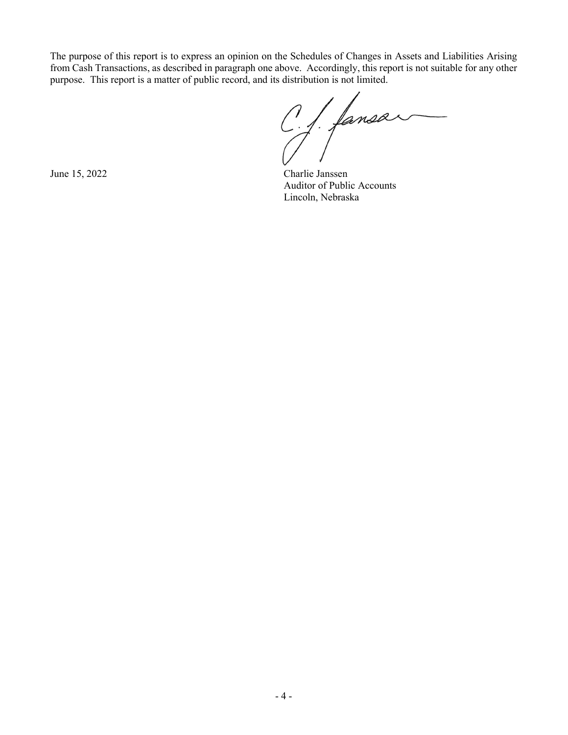The purpose of this report is to express an opinion on the Schedules of Changes in Assets and Liabilities Arising from Cash Transactions, as described in paragraph one above. Accordingly, this report is not suitable for any other purpose. This report is a matter of public record, and its distribution is not limited.

June 15, 2022

Charlie Janssen
Auditor of Public Accounts
Lincoln, Nebraska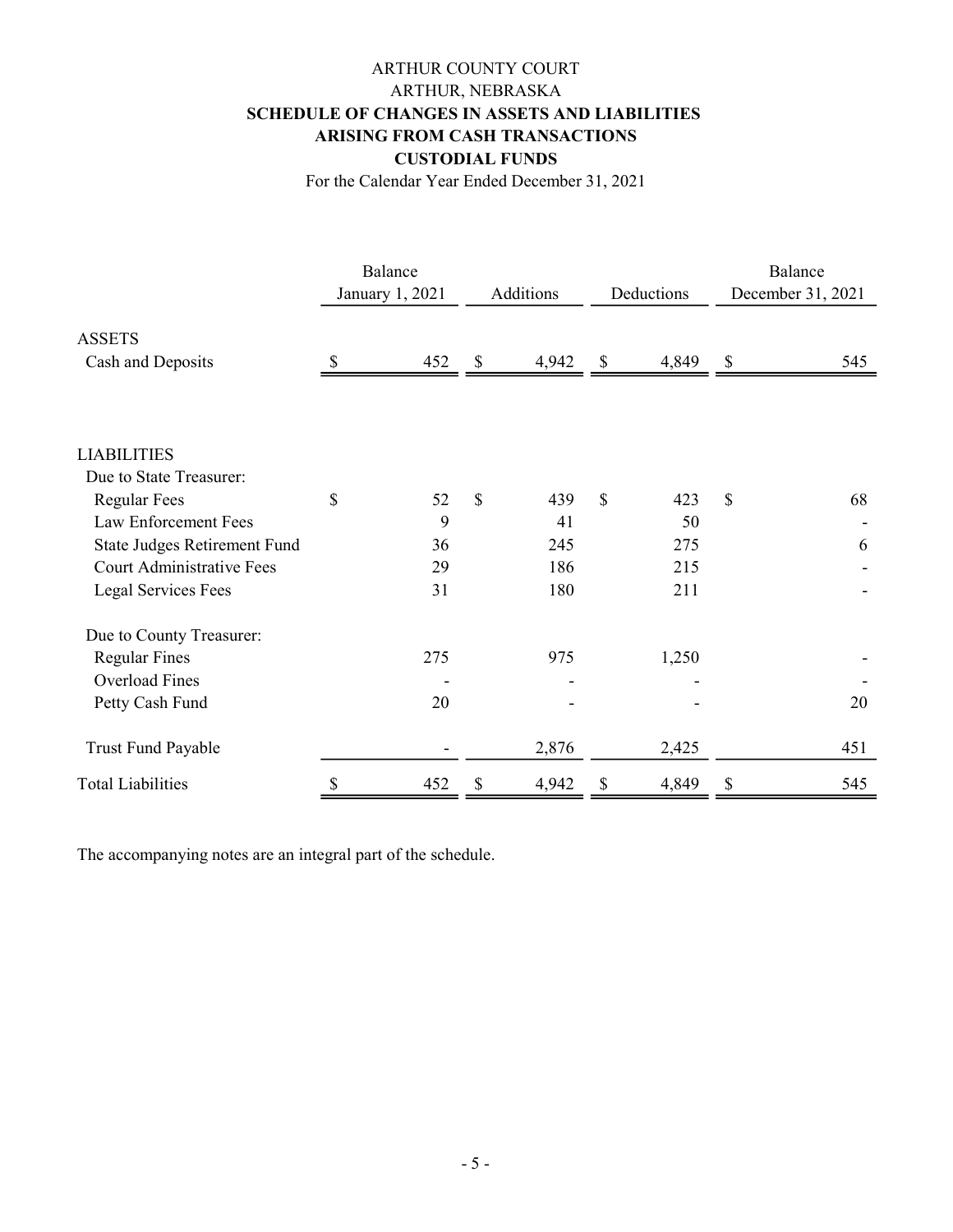ARTHUR COUNTY COURT
ARTHUR, NEBRASKA

**SCHEDULE OF CHANGES IN ASSETS AND LIABILITIES**
**ARISING FROM CASH TRANSACTIONS**
**CUSTODIAL FUNDS**

For the Calendar Year Ended December 31, 2021

| | Balance January 1, 2021 | Additions | Deductions | Balance December 31, 2021 |
|---|---|---|---|---|
| ASSETS | | | | |
| Cash and Deposits | $ 452 | $ 4,942 | $ 4,849 | $ 545 |
| | | | | |
| LIABILITIES | | | | |
| Due to State Treasurer: | | | | |
| Regular Fees | $ 52 | $ 439 | $ 423 | $ 68 |
| Law Enforcement Fees | 9 | 41 | 50 | - |
| State Judges Retirement Fund | 36 | 245 | 275 | 6 |
| Court Administrative Fees | 29 | 186 | 215 | - |
| Legal Services Fees | 31 | 180 | 211 | - |
| | | | | |
| Due to County Treasurer: | | | | |
| Regular Fines | 275 | 975 | 1,250 | - |
| Overload Fines | - | - | - | - |
| Petty Cash Fund | 20 | - | - | 20 |
| | | | | |
| Trust Fund Payable | - | 2,876 | 2,425 | 451 |
| Total Liabilities | $ 452 | $ 4,942 | $ 4,849 | $ 545 |

The accompanying notes are an integral part of the schedule.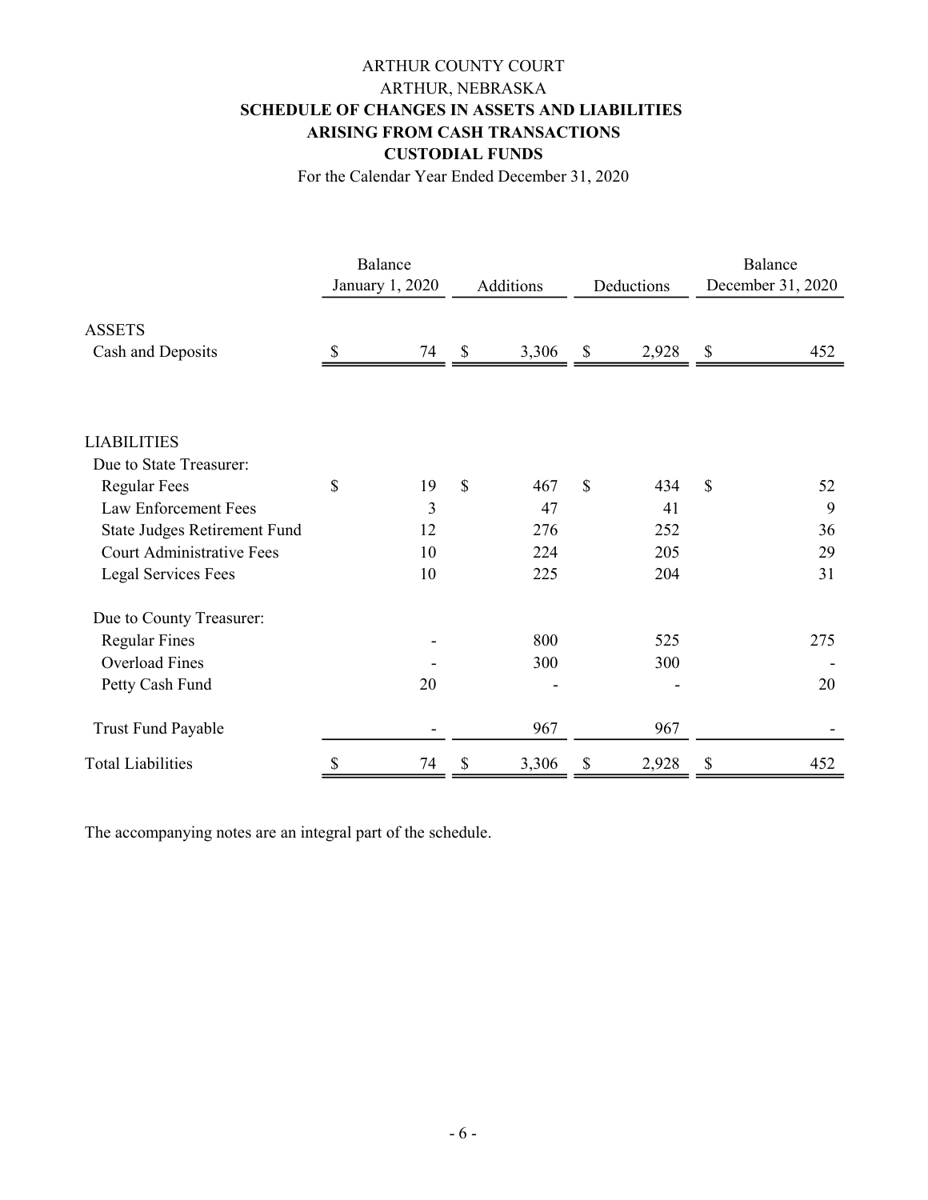# ARTHUR COUNTY COURT
## ARTHUR, NEBRASKA
## SCHEDULE OF CHANGES IN ASSETS AND LIABILITIES ARISING FROM CASH TRANSACTIONS CUSTODIAL FUNDS

For the Calendar Year Ended December 31, 2020

| | Balance January 1, 2020 | Additions | Deductions | Balance December 31, 2020 |
|---|---|---|---|---|
| **ASSETS** | | | | |
| Cash and Deposits | $ 74 | $ 3,306 | $ 2,928 | $ 452 |
| | | | | |
| **LIABILITIES** | | | | |
| Due to State Treasurer: | | | | |
| Regular Fees | $ 19 | $ 467 | $ 434 | $ 52 |
| Law Enforcement Fees | 3 | 47 | 41 | 9 |
| State Judges Retirement Fund | 12 | 276 | 252 | 36 |
| Court Administrative Fees | 10 | 224 | 205 | 29 |
| Legal Services Fees | 10 | 225 | 204 | 31 |
| | | | | |
| Due to County Treasurer: | | | | |
| Regular Fines | - | 800 | 525 | 275 |
| Overload Fines | - | 300 | 300 | - |
| Petty Cash Fund | 20 | - | - | 20 |
| | | | | |
| Trust Fund Payable | - | 967 | 967 | - |
| Total Liabilities | $ 74 | $ 3,306 | $ 2,928 | $ 452 |

The accompanying notes are an integral part of the schedule.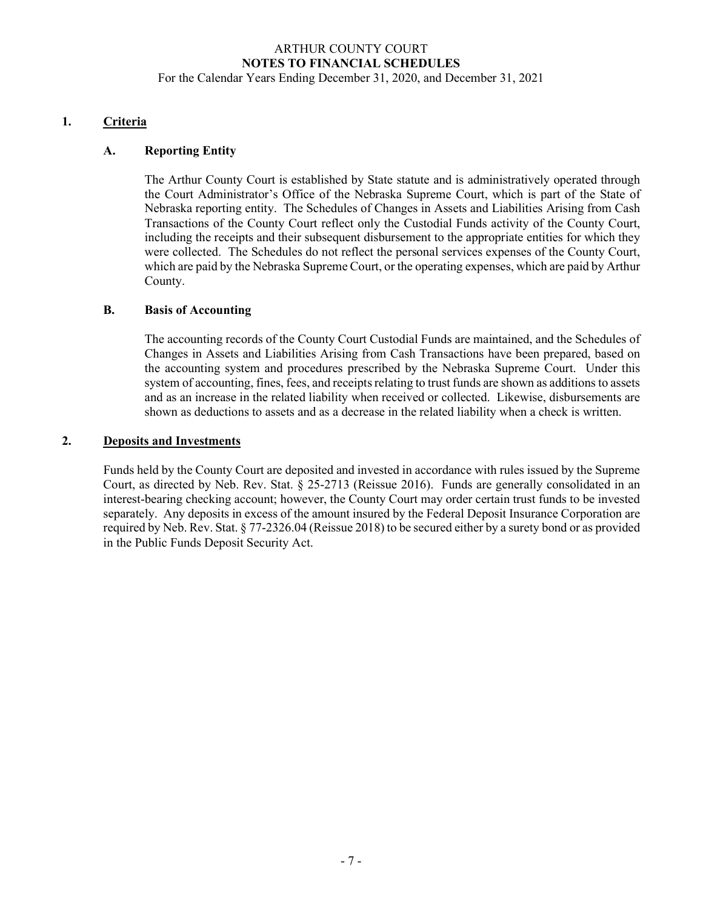# ARTHUR COUNTY COURT
## NOTES TO FINANCIAL SCHEDULES
For the Calendar Years Ending December 31, 2020, and December 31, 2021

## 1. Criteria

### A. Reporting Entity

The Arthur County Court is established by State statute and is administratively operated through the Court Administrator's Office of the Nebraska Supreme Court, which is part of the State of Nebraska reporting entity. The Schedules of Changes in Assets and Liabilities Arising from Cash Transactions of the County Court reflect only the Custodial Funds activity of the County Court, including the receipts and their subsequent disbursement to the appropriate entities for which they were collected. The Schedules do not reflect the personal services expenses of the County Court, which are paid by the Nebraska Supreme Court, or the operating expenses, which are paid by Arthur County.

### B. Basis of Accounting

The accounting records of the County Court Custodial Funds are maintained, and the Schedules of Changes in Assets and Liabilities Arising from Cash Transactions have been prepared, based on the accounting system and procedures prescribed by the Nebraska Supreme Court. Under this system of accounting, fines, fees, and receipts relating to trust funds are shown as additions to assets and as an increase in the related liability when received or collected. Likewise, disbursements are shown as deductions to assets and as a decrease in the related liability when a check is written.

## 2. Deposits and Investments

Funds held by the County Court are deposited and invested in accordance with rules issued by the Supreme Court, as directed by Neb. Rev. Stat. § 25-2713 (Reissue 2016). Funds are generally consolidated in an interest-bearing checking account; however, the County Court may order certain trust funds to be invested separately. Any deposits in excess of the amount insured by the Federal Deposit Insurance Corporation are required by Neb. Rev. Stat. § 77-2326.04 (Reissue 2018) to be secured either by a surety bond or as provided in the Public Funds Deposit Security Act.